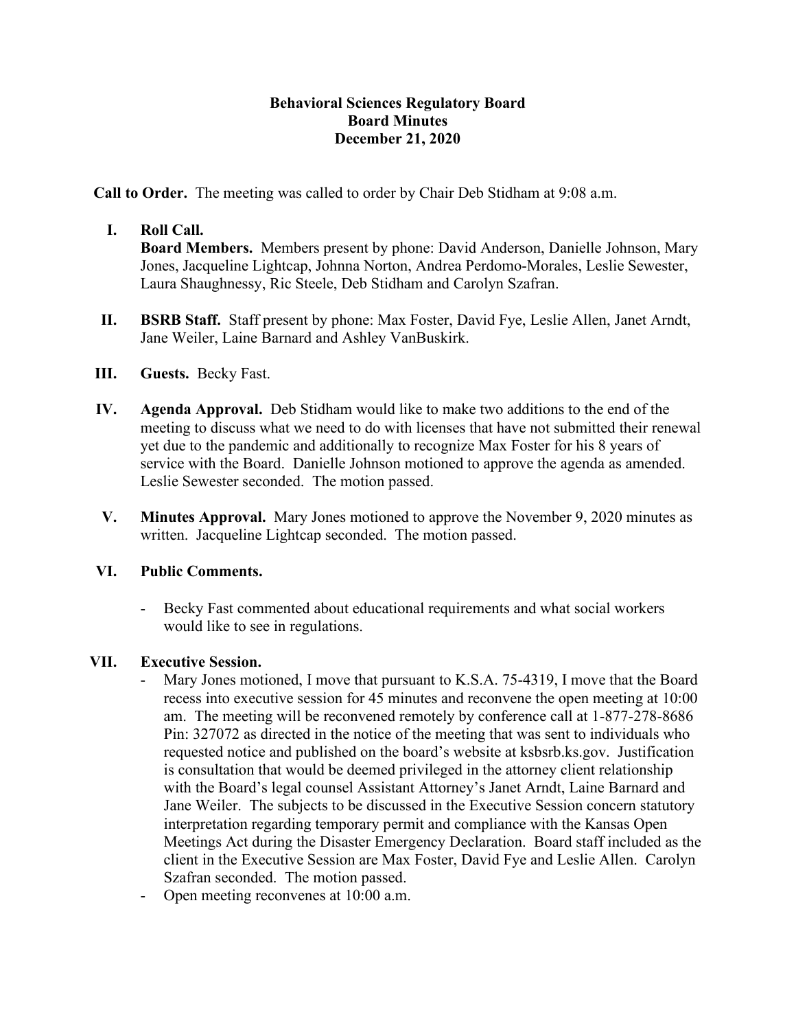**Behavioral Sciences Regulatory Board**
**Board Minutes**
**December 21, 2020**

**Call to Order.** The meeting was called to order by Chair Deb Stidham at 9:08 a.m.

I. **Roll Call.**
**Board Members.** Members present by phone: David Anderson, Danielle Johnson, Mary Jones, Jacqueline Lightcap, Johnna Norton, Andrea Perdomo-Morales, Leslie Sewester, Laura Shaughnessy, Ric Steele, Deb Stidham and Carolyn Szafran.

II. **BSRB Staff.** Staff present by phone: Max Foster, David Fye, Leslie Allen, Janet Arndt, Jane Weiler, Laine Barnard and Ashley VanBuskirk.

III. **Guests.** Becky Fast.

IV. **Agenda Approval.** Deb Stidham would like to make two additions to the end of the meeting to discuss what we need to do with licenses that have not submitted their renewal yet due to the pandemic and additionally to recognize Max Foster for his 8 years of service with the Board. Danielle Johnson motioned to approve the agenda as amended. Leslie Sewester seconded. The motion passed.

V. **Minutes Approval.** Mary Jones motioned to approve the November 9, 2020 minutes as written. Jacqueline Lightcap seconded. The motion passed.

VI. **Public Comments.**

- Becky Fast commented about educational requirements and what social workers would like to see in regulations.

VII. **Executive Session.**

- Mary Jones motioned, I move that pursuant to K.S.A. 75-4319, I move that the Board recess into executive session for 45 minutes and reconvene the open meeting at 10:00 am. The meeting will be reconvened remotely by conference call at 1-877-278-8686 Pin: 327072 as directed in the notice of the meeting that was sent to individuals who requested notice and published on the board's website at ksbsrb.ks.gov. Justification is consultation that would be deemed privileged in the attorney client relationship with the Board's legal counsel Assistant Attorney's Janet Arndt, Laine Barnard and Jane Weiler. The subjects to be discussed in the Executive Session concern statutory interpretation regarding temporary permit and compliance with the Kansas Open Meetings Act during the Disaster Emergency Declaration. Board staff included as the client in the Executive Session are Max Foster, David Fye and Leslie Allen. Carolyn Szafran seconded. The motion passed.
- Open meeting reconvenes at 10:00 a.m.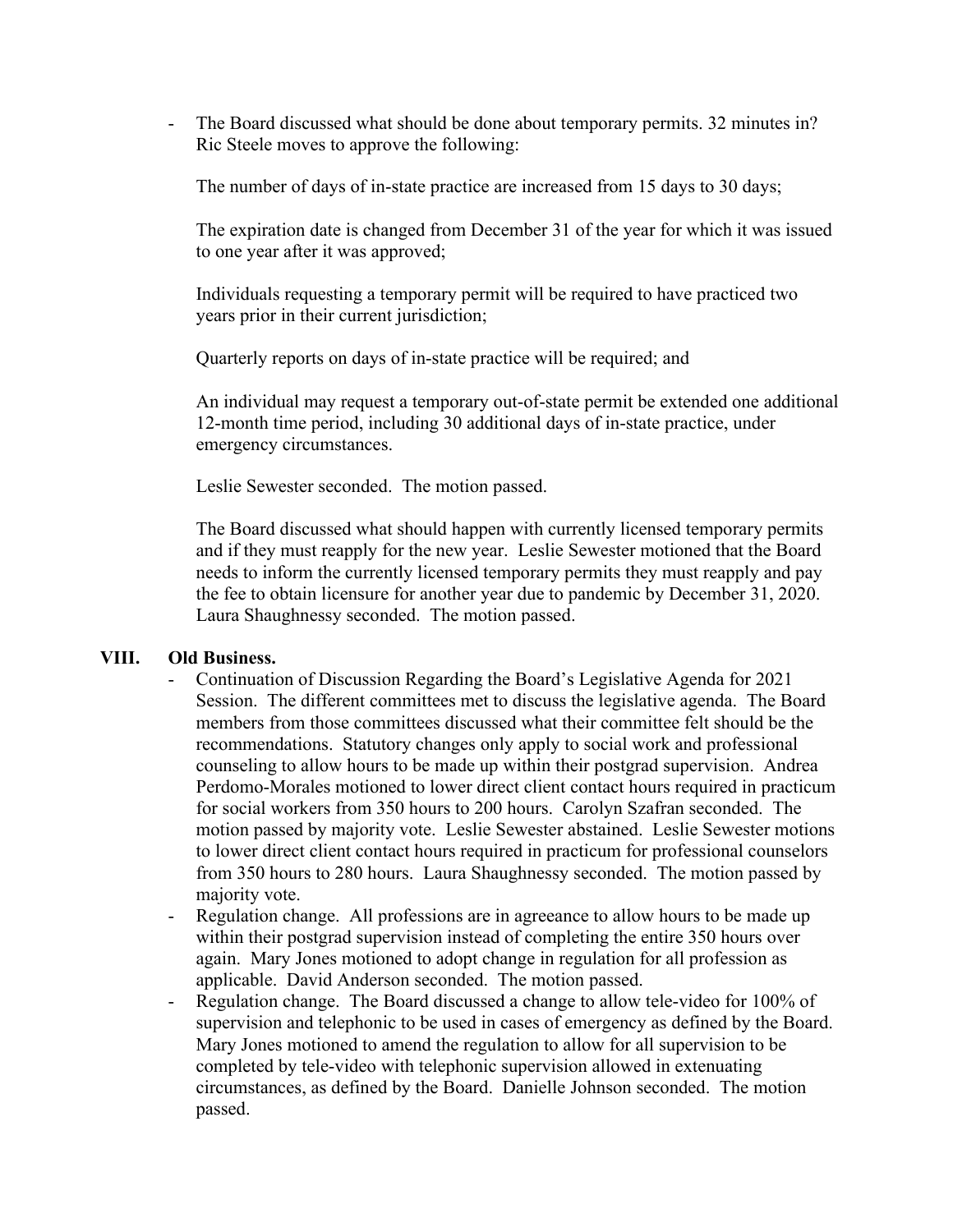- The Board discussed what should be done about temporary permits. 32 minutes in? Ric Steele moves to approve the following:

  The number of days of in-state practice are increased from 15 days to 30 days;

  The expiration date is changed from December 31 of the year for which it was issued to one year after it was approved;

  Individuals requesting a temporary permit will be required to have practiced two years prior in their current jurisdiction;

  Quarterly reports on days of in-state practice will be required; and

  An individual may request a temporary out-of-state permit be extended one additional 12-month time period, including 30 additional days of in-state practice, under emergency circumstances.

  Leslie Sewester seconded. The motion passed.

  The Board discussed what should happen with currently licensed temporary permits and if they must reapply for the new year. Leslie Sewester motioned that the Board needs to inform the currently licensed temporary permits they must reapply and pay the fee to obtain licensure for another year due to pandemic by December 31, 2020. Laura Shaughnessy seconded. The motion passed.

## VIII. Old Business.

- Continuation of Discussion Regarding the Board's Legislative Agenda for 2021 Session. The different committees met to discuss the legislative agenda. The Board members from those committees discussed what their committee felt should be the recommendations. Statutory changes only apply to social work and professional counseling to allow hours to be made up within their postgrad supervision. Andrea Perdomo-Morales motioned to lower direct client contact hours required in practicum for social workers from 350 hours to 200 hours. Carolyn Szafran seconded. The motion passed by majority vote. Leslie Sewester abstained. Leslie Sewester motions to lower direct client contact hours required in practicum for professional counselors from 350 hours to 280 hours. Laura Shaughnessy seconded. The motion passed by majority vote.
- Regulation change. All professions are in agreeance to allow hours to be made up within their postgrad supervision instead of completing the entire 350 hours over again. Mary Jones motioned to adopt change in regulation for all profession as applicable. David Anderson seconded. The motion passed.
- Regulation change. The Board discussed a change to allow tele-video for 100% of supervision and telephonic to be used in cases of emergency as defined by the Board. Mary Jones motioned to amend the regulation to allow for all supervision to be completed by tele-video with telephonic supervision allowed in extenuating circumstances, as defined by the Board. Danielle Johnson seconded. The motion passed.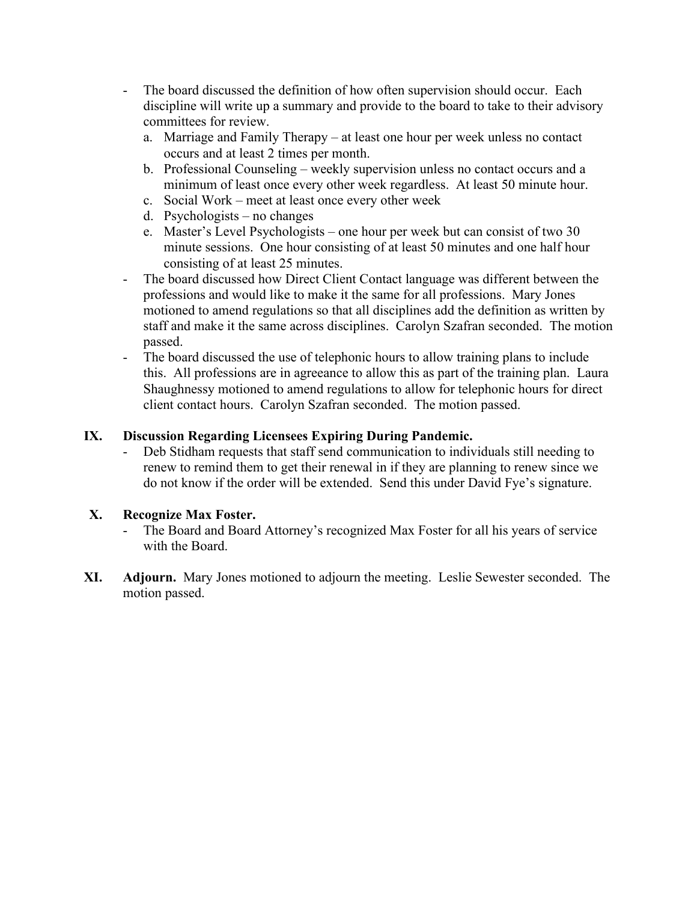- The board discussed the definition of how often supervision should occur. Each discipline will write up a summary and provide to the board to take to their advisory committees for review.
  a. Marriage and Family Therapy – at least one hour per week unless no contact occurs and at least 2 times per month.
  b. Professional Counseling – weekly supervision unless no contact occurs and a minimum of least once every other week regardless. At least 50 minute hour.
  c. Social Work – meet at least once every other week
  d. Psychologists – no changes
  e. Master's Level Psychologists – one hour per week but can consist of two 30 minute sessions. One hour consisting of at least 50 minutes and one half hour consisting of at least 25 minutes.
- The board discussed how Direct Client Contact language was different between the professions and would like to make it the same for all professions. Mary Jones motioned to amend regulations so that all disciplines add the definition as written by staff and make it the same across disciplines. Carolyn Szafran seconded. The motion passed.
- The board discussed the use of telephonic hours to allow training plans to include this. All professions are in agreeance to allow this as part of the training plan. Laura Shaughnessy motioned to amend regulations to allow for telephonic hours for direct client contact hours. Carolyn Szafran seconded. The motion passed.

**IX. Discussion Regarding Licensees Expiring During Pandemic.**

- Deb Stidham requests that staff send communication to individuals still needing to renew to remind them to get their renewal in if they are planning to renew since we do not know if the order will be extended. Send this under David Fye's signature.

**X. Recognize Max Foster.**

- The Board and Board Attorney's recognized Max Foster for all his years of service with the Board.

**XI. Adjourn.** Mary Jones motioned to adjourn the meeting. Leslie Sewester seconded. The motion passed.